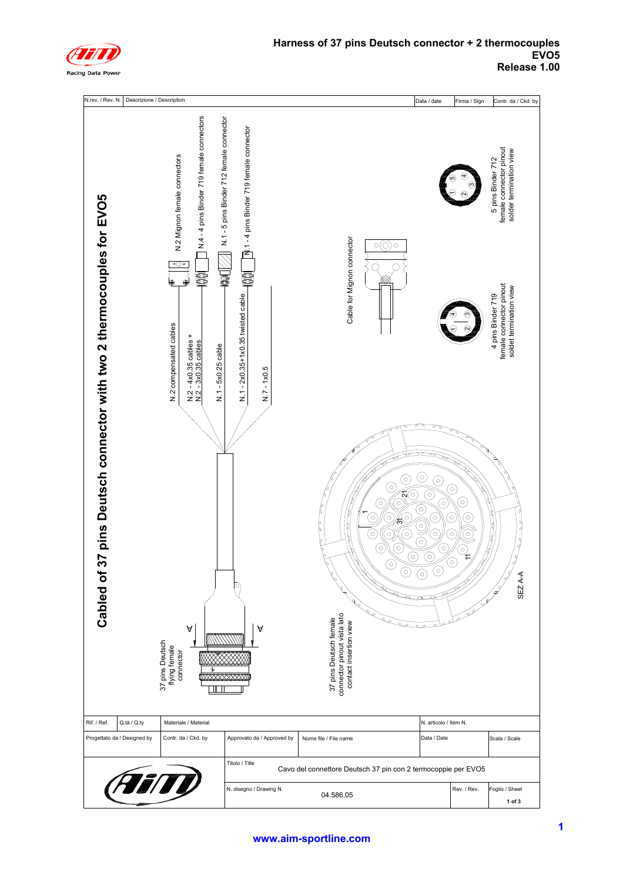# Harness of 37 pins Deutsch connector + 2 thermocouples EVO5
## Release 1.00

| N.rev. / Rev. N. | Descrizione / Description | Data / date | Firma / Sign | Contr. da / Ckd. by |
|---|---|---|---|---|

## Cabled of 37 pins Deutsch connector with two 2 thermocouples for EVO5

- N.2 Mignon female connectors
- N.4 - 4 pins Binder 719 female connectors
- N.1 - 5 pins Binder 712 female connector
- N.1 - 4 pins Binder 719 female connector
- N.2 compensated cables
- N.2 - 4x0.35 cables + N.2 - 3x0.35 cables
- N.1 - 5x0.25 cable
- N.1 - 2x0.35+1x0.35 twisted cable
- N.7 - 1x0.5
- Cable for Mignon connector
- 5 pins Binder 712 female connector pinout solder termination view
- 4 pins Binder 719 female connector pinout soldet termination view
- 37 pins Deutsch flying female connector
- 37 pins Deutsch female connector pinout vista lato contact insertion view
- SEZ A-A

| Rif. / Ref. | Q.tà / Q.ty | Materiale / Material | N. articolo / Item N. |
|---|---|---|---|

| Progettato da / Designed by | Contr. da / Ckd. by | Approvato da / Approved by | Nome file / File name | Data / Date | Scala / Scale |
|---|---|---|---|---|---|

Titolo / Title: Cavo del connettore Deutsch 37 pin con 2 termocoppie per EVO5

N. disegno / Drawing N.: 04.586.05

Rev. / Rev.:

Foglio / Sheet: 1 of 3

www.aim-sportline.com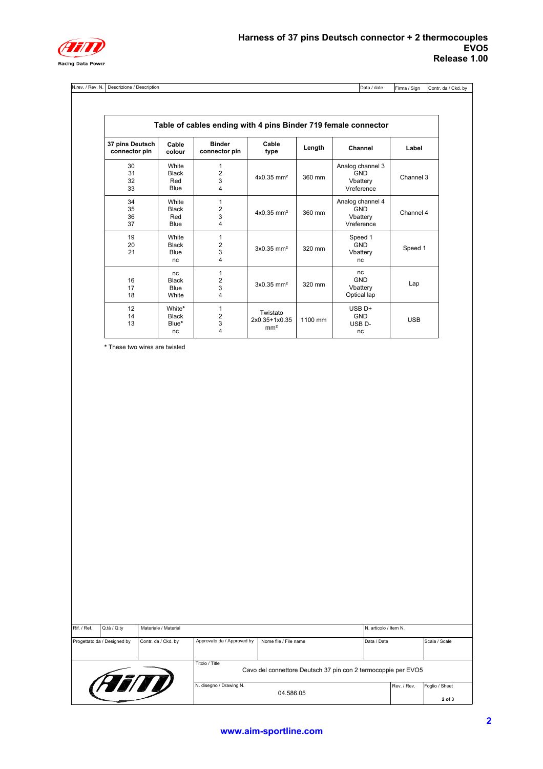# Harness of 37 pins Deutsch connector + 2 thermocouples EVO5 Release 1.00

| N.rev. / Rev. N. | Descrizione / Description | Data / date | Firma / Sign | Contr. da / Ckd. by |
|---|---|---|---|---|

## Table of cables ending with 4 pins Binder 719 female connector

| 37 pins Deutsch connector pin | Cable colour | Binder connector pin | Cable type | Length | Channel | Label |
|---|---|---|---|---|---|---|
| 30<br>31<br>32<br>33 | White<br>Black<br>Red<br>Blue | 1<br>2<br>3<br>4 | 4x0.35 mm² | 360 mm | Analog channel 3<br>GND<br>Vbattery<br>Vreference | Channel 3 |
| 34<br>35<br>36<br>37 | White<br>Black<br>Red<br>Blue | 1<br>2<br>3<br>4 | 4x0.35 mm² | 360 mm | Analog channel 4<br>GND<br>Vbattery<br>Vreference | Channel 4 |
| 19<br>20<br>21 | White<br>Black<br>Blue<br>nc | 1<br>2<br>3<br>4 | 3x0.35 mm² | 320 mm | Speed 1<br>GND<br>Vbattery<br>nc | Speed 1 |
| 16<br>17<br>18 | nc<br>Black<br>Blue<br>White | 1<br>2<br>3<br>4 | 3x0.35 mm² | 320 mm | nc<br>GND<br>Vbattery<br>Optical lap | Lap |
| 12<br>14<br>13 | White*<br>Black<br>Blue*<br>nc | 1<br>2<br>3<br>4 | Twistato 2x0.35+1x0.35 mm² | 1100 mm | USB D+<br>GND<br>USB D-<br>nc | USB |

* These two wires are twisted

| Rif. / Ref. | Q.tà / Q.ty | Materiale / Material | | | N. articolo / Item N. | | |
|---|---|---|---|---|---|---|---|
| Progettato da / Designed by | | Contr. da / Ckd. by | Approvato da / Approved by | Nome file / File name | Data / Date | | Scala / Scale |
| | | | Titolo / Title: Cavo del connettore Deutsch 37 pin con 2 termocoppie per EVO5 | | | | |
| | | | N. disegno / Drawing N.: 04.586.05 | | | Rev. / Rev. | Foglio / Sheet: 2 of 3 |

www.aim-sportline.com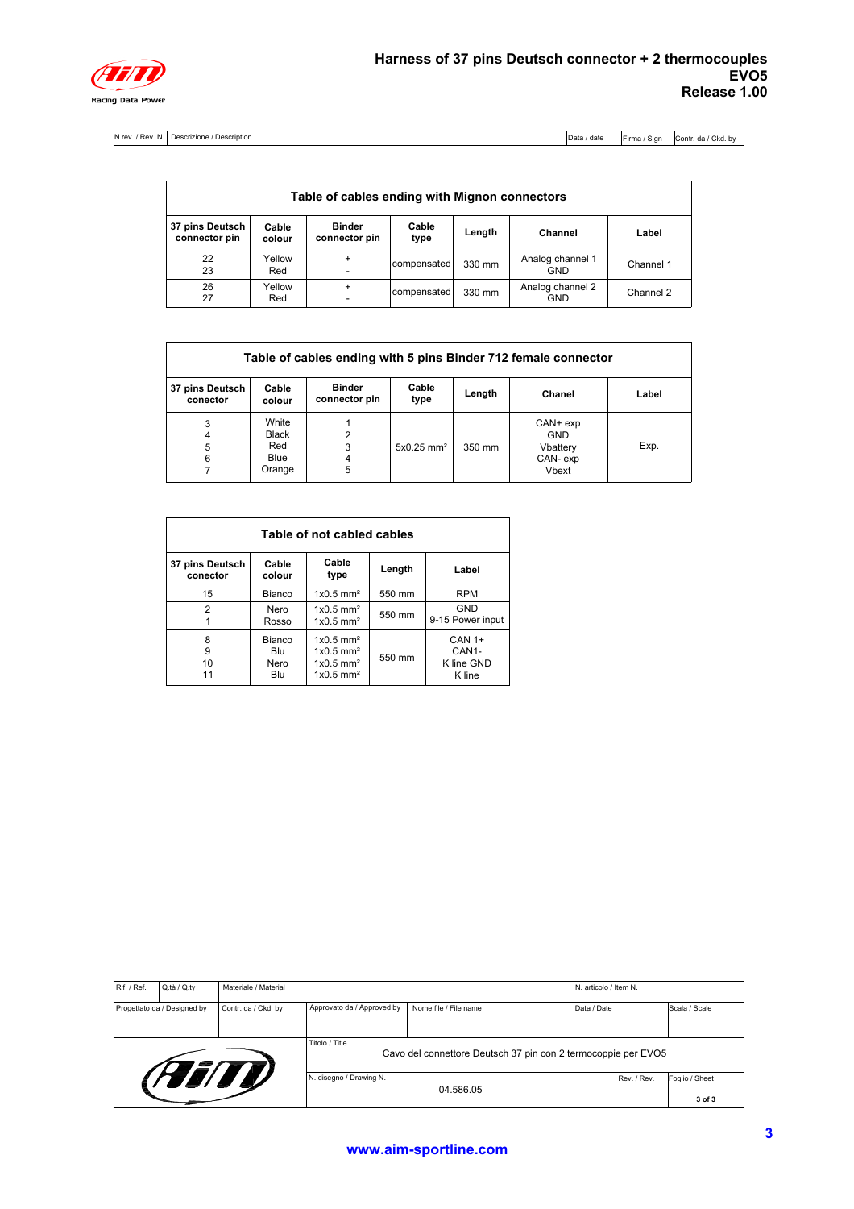# Harness of 37 pins Deutsch connector + 2 thermocouples
## EVO5
## Release 1.00

| N.rev. / Rev. N. | Descrizione / Description | Data / date | Firma / Sign | Contr. da / Ckd. by |
|---|---|---|---|---|

**Table of cables ending with Mignon connectors**

| 37 pins Deutsch connector pin | Cable colour | Binder connector pin | Cable type | Length | Channel | Label |
|---|---|---|---|---|---|---|
| 22<br>23 | Yellow<br>Red | +<br>- | compensated | 330 mm | Analog channel 1<br>GND | Channel 1 |
| 26<br>27 | Yellow<br>Red | +<br>- | compensated | 330 mm | Analog channel 2<br>GND | Channel 2 |

**Table of cables ending with 5 pins Binder 712 female connector**

| 37 pins Deutsch conector | Cable colour | Binder connector pin | Cable type | Length | Chanel | Label |
|---|---|---|---|---|---|---|
| 3<br>4<br>5<br>6<br>7 | White<br>Black<br>Red<br>Blue<br>Orange | 1<br>2<br>3<br>4<br>5 | 5x0.25 mm² | 350 mm | CAN+ exp<br>GND<br>Vbattery<br>CAN- exp<br>Vbext | Exp. |

**Table of not cabled cables**

| 37 pins Deutsch conector | Cable colour | Cable type | Length | Label |
|---|---|---|---|---|
| 15 | Bianco | 1x0.5 mm² | 550 mm | RPM |
| 2<br>1 | Nero<br>Rosso | 1x0.5 mm²<br>1x0.5 mm² | 550 mm | GND<br>9-15 Power input |
| 8<br>9<br>10<br>11 | Bianco<br>Blu<br>Nero<br>Blu | 1x0.5 mm²<br>1x0.5 mm²<br>1x0.5 mm²<br>1x0.5 mm² | 550 mm | CAN 1+<br>CAN1-<br>K line GND<br>K line |

| Rif. / Ref. | Q.tà / Q.ty | Materiale / Material | | N. articolo / Item N. | |
|---|---|---|---|---|---|
| Progettato da / Designed by | Contr. da / Ckd. by | Approvato da / Approved by | Nome file / File name | Data / Date | Scala / Scale |
| | | Titolo / Title: Cavo del connettore Deutsch 37 pin con 2 termocoppie per EVO5 | | | |
| | | N. disegno / Drawing N.: 04.586.05 | | Rev. / Rev. | Foglio / Sheet: 3 of 3 |

www.aim-sportline.com